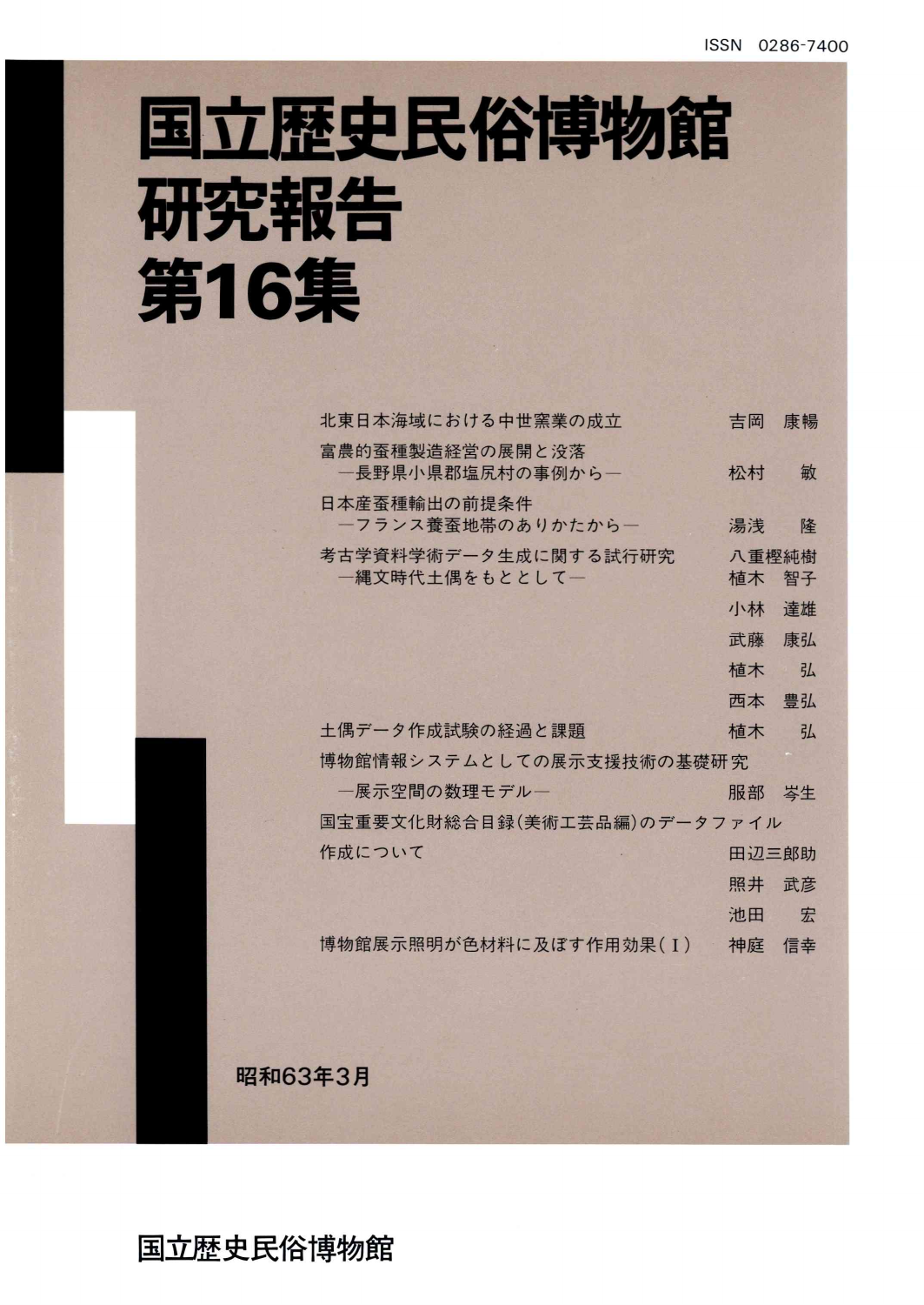ISSN 0286-7400

# 国立歴史民俗博物館
# 研究報告
# 第16集

| | |
|---|---|
| 北東日本海域における中世窯業の成立 | 吉岡　康暢 |
| 富農的蚕種製造経営の展開と没落<br>—長野県小県郡塩尻村の事例から— | 松村　　敏 |
| 日本産蚕種輸出の前提条件<br>—フランス養蚕地帯のありかたから— | 湯浅　　隆 |
| 考古学資料学術データ生成に関する試行研究<br>—縄文時代土偶をもととして— | 八重樫純樹<br>植木　智子<br>小林　達雄<br>武藤　康弘<br>植木　　弘<br>西本　豊弘 |
| 土偶データ作成試験の経過と課題 | 植木　　弘 |
| 博物館情報システムとしての展示支援技術の基礎研究<br>—展示空間の数理モデル— | 服部　岑生 |
| 国宝重要文化財総合目録(美術工芸品編)のデータファイル作成について | 田辺三郎助<br>照井　武彦<br>池田　　宏 |
| 博物館展示照明が色材料に及ぼす作用効果(Ⅰ) | 神庭　信幸 |

昭和63年3月

国立歴史民俗博物館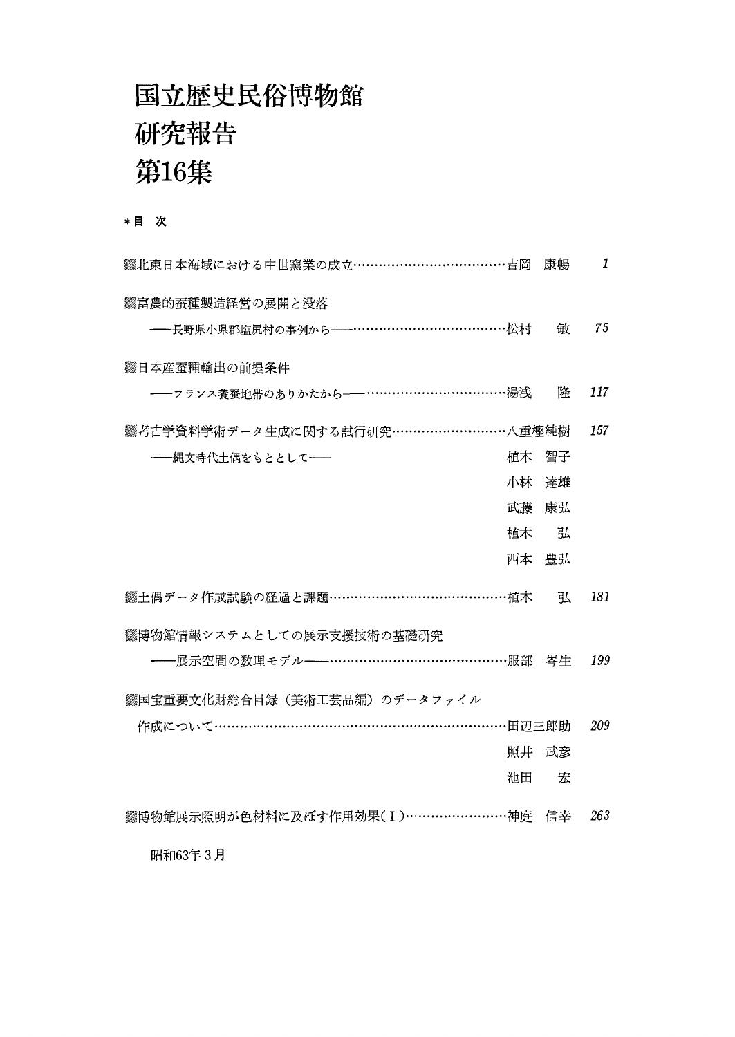# 国立歴史民俗博物館
# 研究報告
# 第16集

*目　次

北東日本海域における中世窯業の成立……………………………………吉岡　康暢　*1*

富農的蚕種製造経営の展開と没落
　――長野県小県郡塩尻村の事例から――………………………………松村　　敏　*75*

日本産蚕種輸出の前提条件
　――フランス養蚕地帯のありかたから――……………………………湯浅　　隆　*117*

考古学資料学術データ生成に関する試行研究………………………八重樫純樹　*157*
　――縄文時代土偶をもととして――　　　　　　　　　　　　　　植木　智子
　　　　　　　　　　　　　　　　　　　　　　　　　　　　　　　小林　達雄
　　　　　　　　　　　　　　　　　　　　　　　　　　　　　　　武藤　康弘
　　　　　　　　　　　　　　　　　　　　　　　　　　　　　　　植木　　弘
　　　　　　　　　　　　　　　　　　　　　　　　　　　　　　　西本　豊弘

土偶データ作成試験の経過と課題……………………………………植木　　弘　*181*

博物館情報システムとしての展示支援技術の基礎研究
　――展示空間の数理モデル――……………………………………服部　岑生　*199*

国宝重要文化財総合目録（美術工芸品編）のデータファイル
　作成について……………………………………………………………田辺三郎助　*209*
　　　　　　　　　　　　　　　　　　　　　　　　　　　　　　　照井　武彦
　　　　　　　　　　　　　　　　　　　　　　　　　　　　　　　池田　　宏

博物館展示照明が色材料に及ぼす作用効果（Ⅰ）……………………神庭　信幸　*263*

昭和63年３月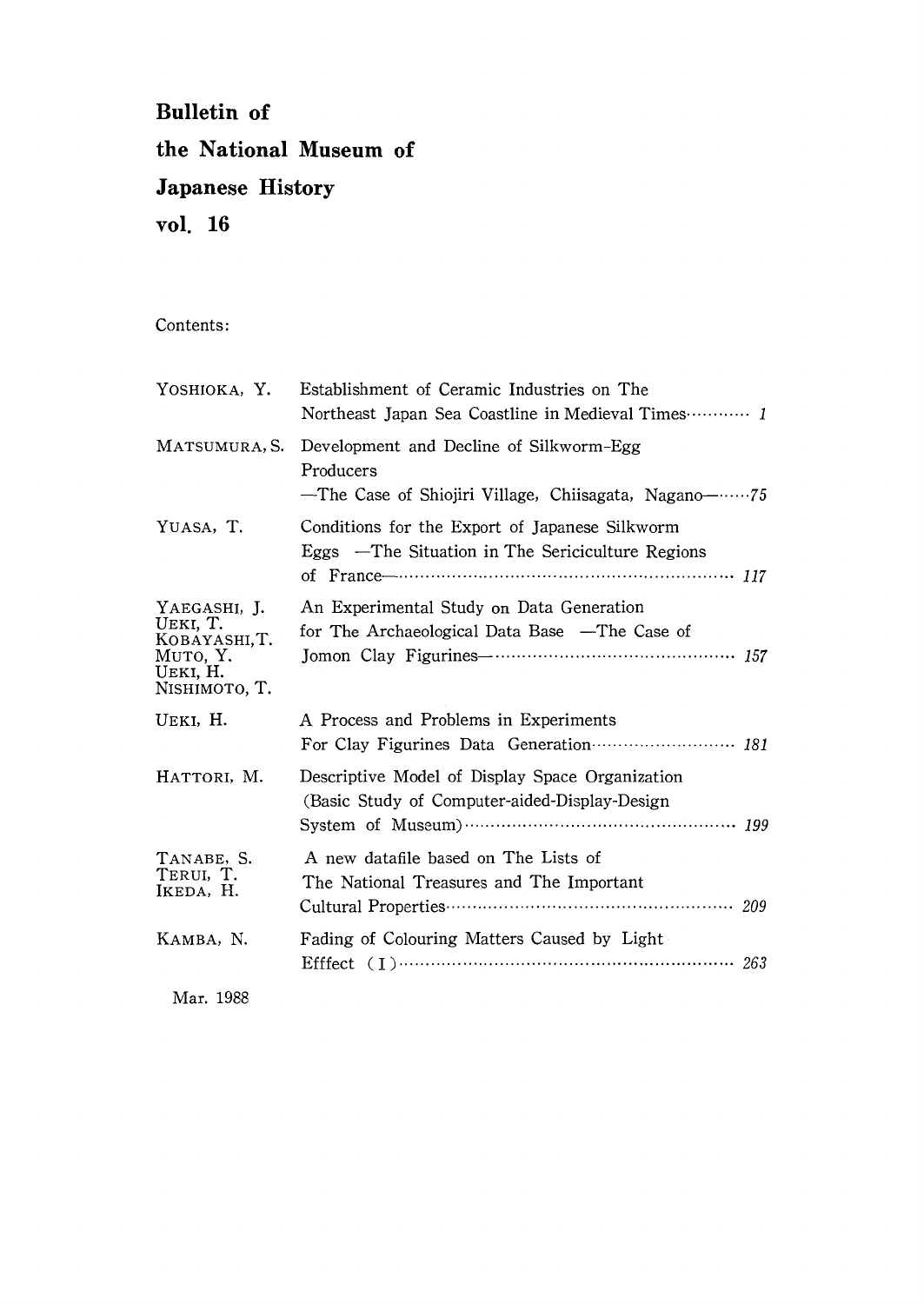# Bulletin of the National Museum of Japanese History vol. 16

Contents:

| | | |
|---|---|---|
| YOSHIOKA, Y. | Establishment of Ceramic Industries on The Northeast Japan Sea Coastline in Medieval Times | 1 |
| MATSUMURA, S. | Development and Decline of Silkworm-Egg Producers —The Case of Shiojiri Village, Chiisagata, Nagano— | 75 |
| YUASA, T. | Conditions for the Export of Japanese Silkworm Eggs —The Situation in The Sericiculture Regions of France— | 117 |
| YAEGASHI, J. UEKI, T. KOBAYASHI, T. MUTO, Y. UEKI, H. NISHIMOTO, T. | An Experimental Study on Data Generation for The Archaeological Data Base —The Case of Jomon Clay Figurines— | 157 |
| UEKI, H. | A Process and Problems in Experiments For Clay Figurines Data Generation | 181 |
| HATTORI, M. | Descriptive Model of Display Space Organization (Basic Study of Computer-aided-Display-Design System of Museum) | 199 |
| TANABE, S. TERUI, T. IKEDA, H. | A new datafile based on The Lists of The National Treasures and The Important Cultural Properties | 209 |
| KAMBA, N. | Fading of Colouring Matters Caused by Light Efffect (I) | 263 |

Mar. 1988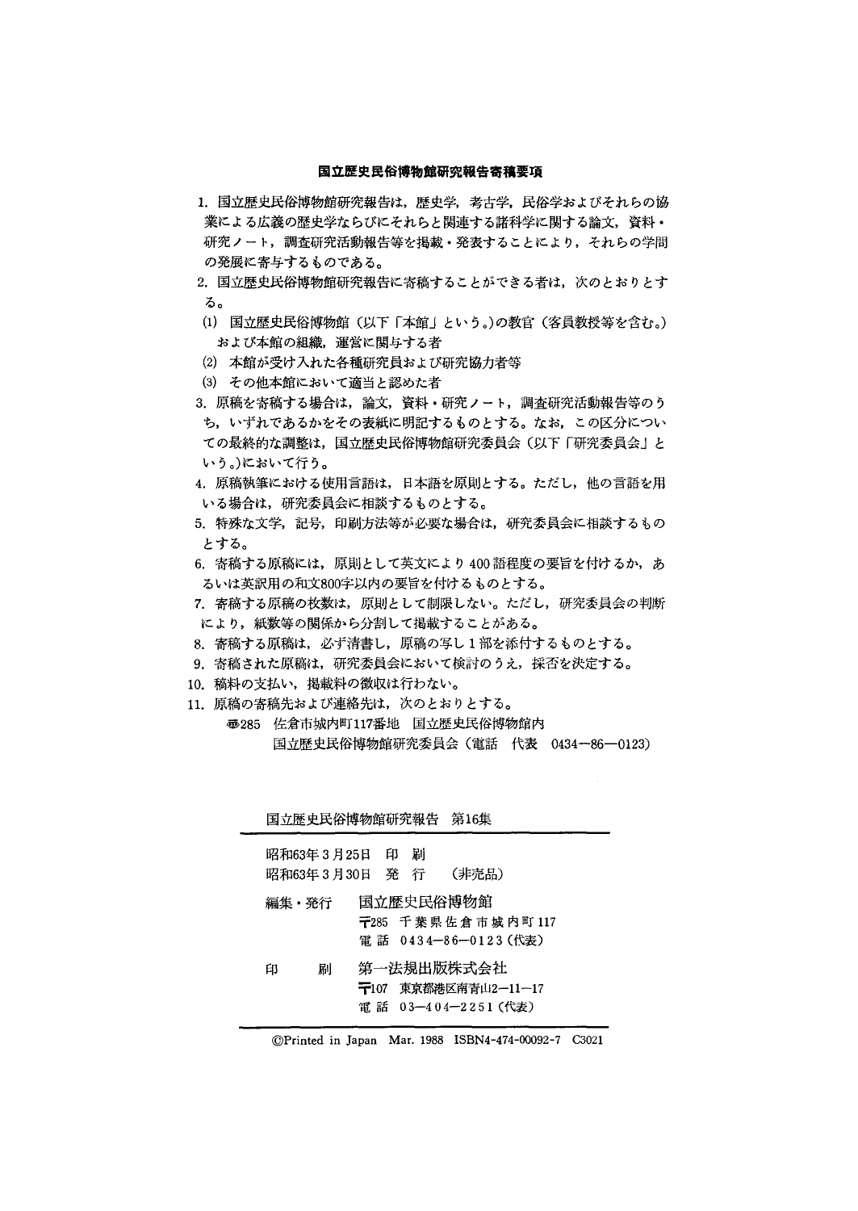## 国立歴史民俗博物館研究報告寄稿要項

1. 国立歴史民俗博物館研究報告は，歴史学，考古学，民俗学およびそれらの協業による広義の歴史学ならびにそれらと関連する諸科学に関する論文，資料・研究ノート，調査研究活動報告等を掲載・発表することにより，それらの学問の発展に寄与するものである。
2. 国立歴史民俗博物館研究報告に寄稿することができる者は，次のとおりとする。
   (1) 国立歴史民俗博物館（以下「本館」という。）の教官（客員教授等を含む。）および本館の組織，運営に関与する者
   (2) 本館が受け入れた各種研究員および研究協力者等
   (3) その他本館において適当と認めた者
3. 原稿を寄稿する場合は，論文，資料・研究ノート，調査研究活動報告等のうち，いずれであるかをその表紙に明記するものとする。なお，この区分についての最終的な調整は，国立歴史民俗博物館研究委員会（以下「研究委員会」という。）において行う。
4. 原稿執筆における使用言語は，日本語を原則とする。ただし，他の言語を用いる場合は，研究委員会に相談するものとする。
5. 特殊な文学，記号，印刷方法等が必要な場合は，研究委員会に相談するものとする。
6. 寄稿する原稿には，原則として英文により400語程度の要旨を付けるか，あるいは英訳用の和文800字以内の要旨を付けるものとする。
7. 寄稿する原稿の枚数は，原則として制限しない。ただし，研究委員会の判断により，紙数等の関係から分割して掲載することがある。
8. 寄稿する原稿は，必ず清書し，原稿の写し1部を添付するものとする。
9. 寄稿された原稿は，研究委員会において検討のうえ，採否を決定する。
10. 稿料の支払い，掲載料の徴収は行わない。
11. 原稿の寄稿先および連絡先は，次のとおりとする。

〒285 佐倉市城内町117番地 国立歴史民俗博物館内
国立歴史民俗博物館研究委員会（電話 代表 0434—86—0123）

---

国立歴史民俗博物館研究報告 第16集

昭和63年3月25日 印 刷
昭和63年3月30日 発 行 （非売品）

編集・発行 国立歴史民俗博物館
〒285 千葉県佐倉市城内町117
電話 0434—86—0123（代表）

印 刷 第一法規出版株式会社
〒107 東京都港区南青山2—11—17
電話 03—404—2251（代表）

---

©Printed in Japan Mar. 1988 ISBN4-474-00092-7 C3021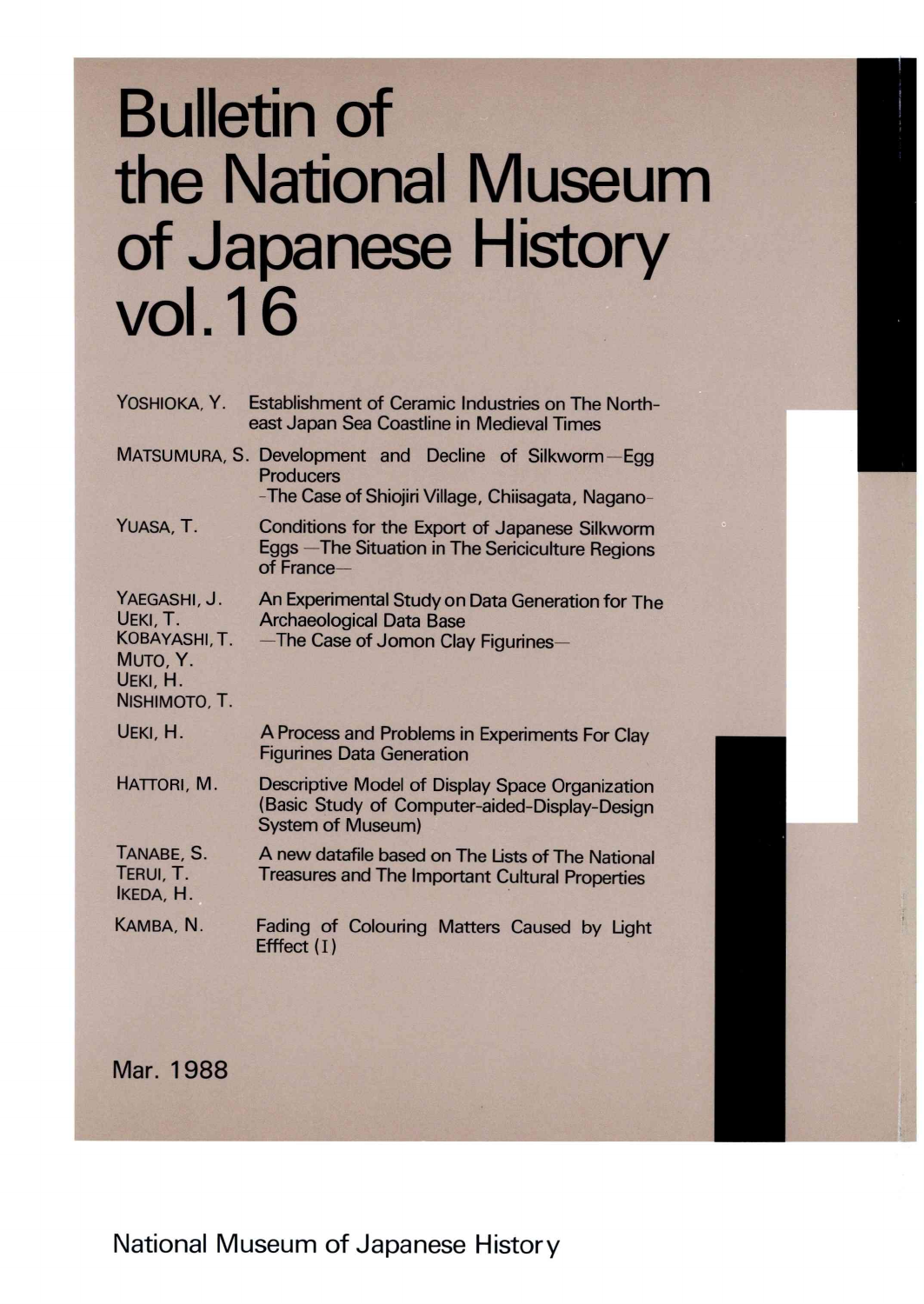# Bulletin of the National Museum of Japanese History vol.16

| | |
|---|---|
| YOSHIOKA, Y. | Establishment of Ceramic Industries on The North-east Japan Sea Coastline in Medieval Times |
| MATSUMURA, S. | Development and Decline of Silkworm—Egg Producers<br>-The Case of Shiojiri Village, Chiisagata, Nagano- |
| YUASA, T. | Conditions for the Export of Japanese Silkworm Eggs —The Situation in The Sericiculture Regions of France— |
| YAEGASHI, J.<br>UEKI, T.<br>KOBAYASHI, T.<br>MUTO, Y.<br>UEKI, H.<br>NISHIMOTO, T. | An Experimental Study on Data Generation for The Archaeological Data Base<br>—The Case of Jomon Clay Figurines— |
| UEKI, H. | A Process and Problems in Experiments For Clay Figurines Data Generation |
| HATTORI, M. | Descriptive Model of Display Space Organization (Basic Study of Computer-aided-Display-Design System of Museum) |
| TANABE, S.<br>TERUI, T.<br>IKEDA, H. | A new datafile based on The Lists of The National Treasures and The Important Cultural Properties |
| KAMBA, N. | Fading of Colouring Matters Caused by Light Efffect (I) |

Mar. 1988

National Museum of Japanese History